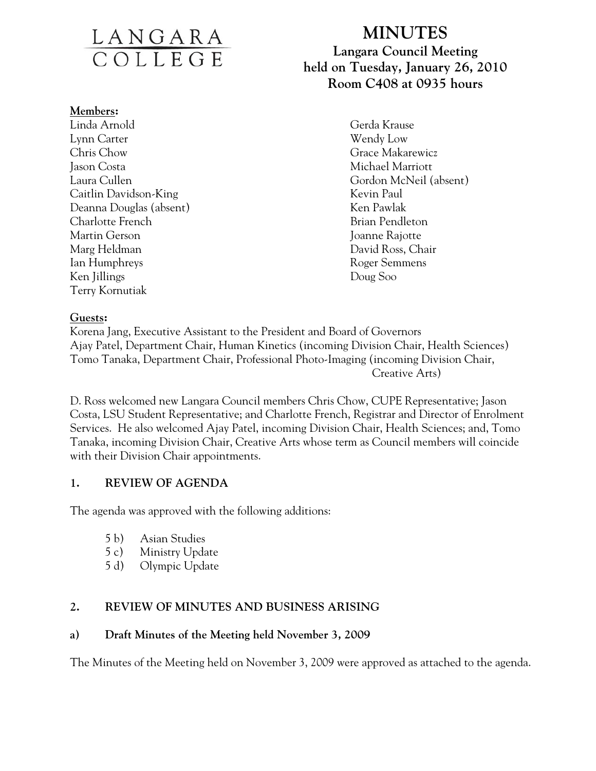LANGARA COLLEGE

# MINUTES

## Langara Council Meeting held on Tuesday, January 26, 2010 Room C408 at 0935 hours

**Members:**

Linda Arnold
Lynn Carter
Chris Chow
Jason Costa
Laura Cullen
Caitlin Davidson-King
Deanna Douglas (absent)
Charlotte French
Martin Gerson
Marg Heldman
Ian Humphreys
Ken Jillings
Terry Kornutiak
Gerda Krause
Wendy Low
Grace Makarewicz
Michael Marriott
Gordon McNeil (absent)
Kevin Paul
Ken Pawlak
Brian Pendleton
Joanne Rajotte
David Ross, Chair
Roger Semmens
Doug Soo

**Guests:**

Korena Jang, Executive Assistant to the President and Board of Governors
Ajay Patel, Department Chair, Human Kinetics (incoming Division Chair, Health Sciences)
Tomo Tanaka, Department Chair, Professional Photo-Imaging (incoming Division Chair, Creative Arts)

D. Ross welcomed new Langara Council members Chris Chow, CUPE Representative; Jason Costa, LSU Student Representative; and Charlotte French, Registrar and Director of Enrolment Services. He also welcomed Ajay Patel, incoming Division Chair, Health Sciences; and, Tomo Tanaka, incoming Division Chair, Creative Arts whose term as Council members will coincide with their Division Chair appointments.

### 1. REVIEW OF AGENDA

The agenda was approved with the following additions:

- 5 b) Asian Studies
- 5 c) Ministry Update
- 5 d) Olympic Update

### 2. REVIEW OF MINUTES AND BUSINESS ARISING

#### a) Draft Minutes of the Meeting held November 3, 2009

The Minutes of the Meeting held on November 3, 2009 were approved as attached to the agenda.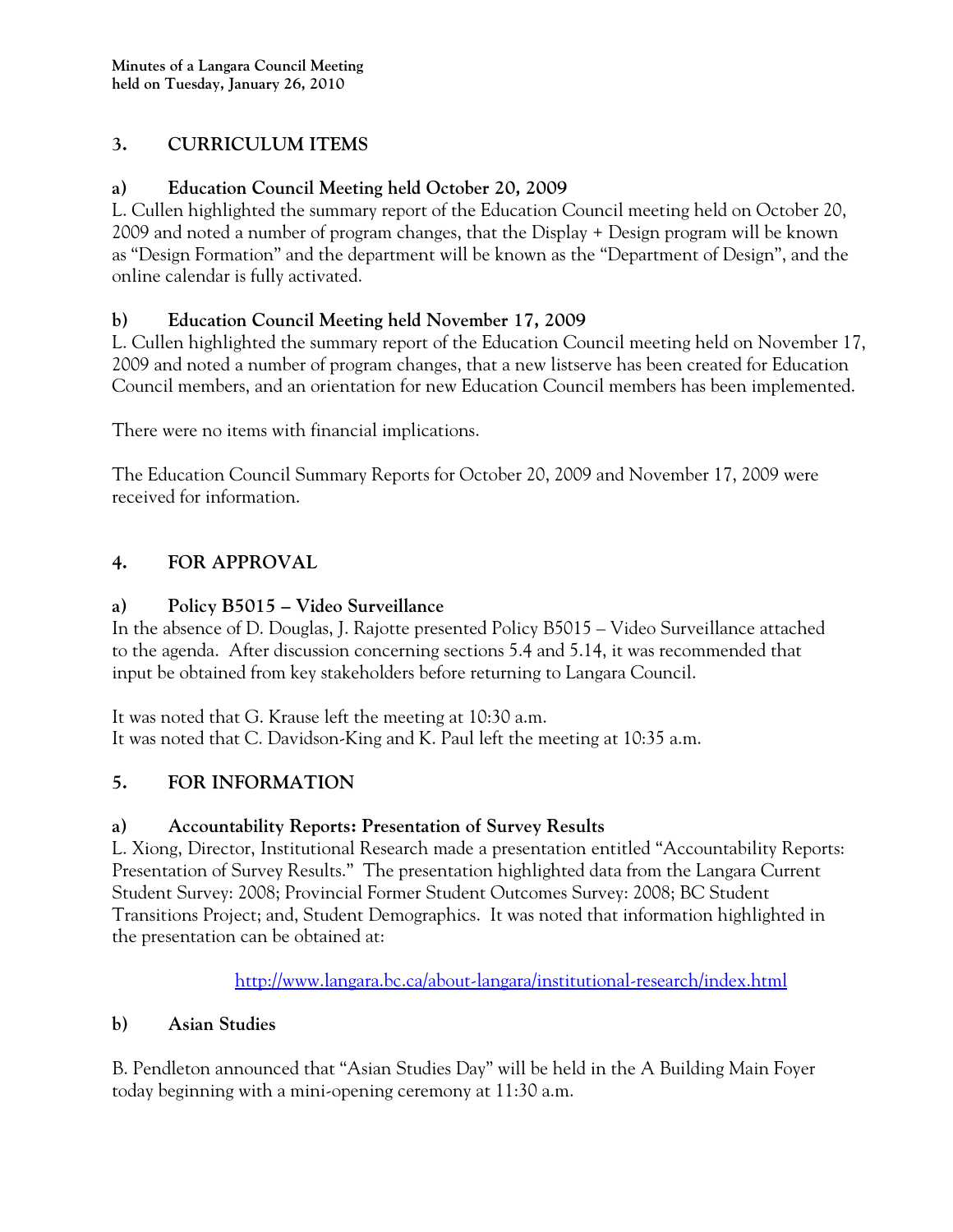## 3. CURRICULUM ITEMS

### a) Education Council Meeting held October 20, 2009

L. Cullen highlighted the summary report of the Education Council meeting held on October 20, 2009 and noted a number of program changes, that the Display + Design program will be known as "Design Formation" and the department will be known as the "Department of Design", and the online calendar is fully activated.

### b) Education Council Meeting held November 17, 2009

L. Cullen highlighted the summary report of the Education Council meeting held on November 17, 2009 and noted a number of program changes, that a new listserve has been created for Education Council members, and an orientation for new Education Council members has been implemented.

There were no items with financial implications.

The Education Council Summary Reports for October 20, 2009 and November 17, 2009 were received for information.

## 4. FOR APPROVAL

### a) Policy B5015 – Video Surveillance

In the absence of D. Douglas, J. Rajotte presented Policy B5015 – Video Surveillance attached to the agenda. After discussion concerning sections 5.4 and 5.14, it was recommended that input be obtained from key stakeholders before returning to Langara Council.

It was noted that G. Krause left the meeting at 10:30 a.m.
It was noted that C. Davidson-King and K. Paul left the meeting at 10:35 a.m.

## 5. FOR INFORMATION

### a) Accountability Reports: Presentation of Survey Results

L. Xiong, Director, Institutional Research made a presentation entitled "Accountability Reports: Presentation of Survey Results." The presentation highlighted data from the Langara Current Student Survey: 2008; Provincial Former Student Outcomes Survey: 2008; BC Student Transitions Project; and, Student Demographics. It was noted that information highlighted in the presentation can be obtained at:

http://www.langara.bc.ca/about-langara/institutional-research/index.html

### b) Asian Studies

B. Pendleton announced that "Asian Studies Day" will be held in the A Building Main Foyer today beginning with a mini-opening ceremony at 11:30 a.m.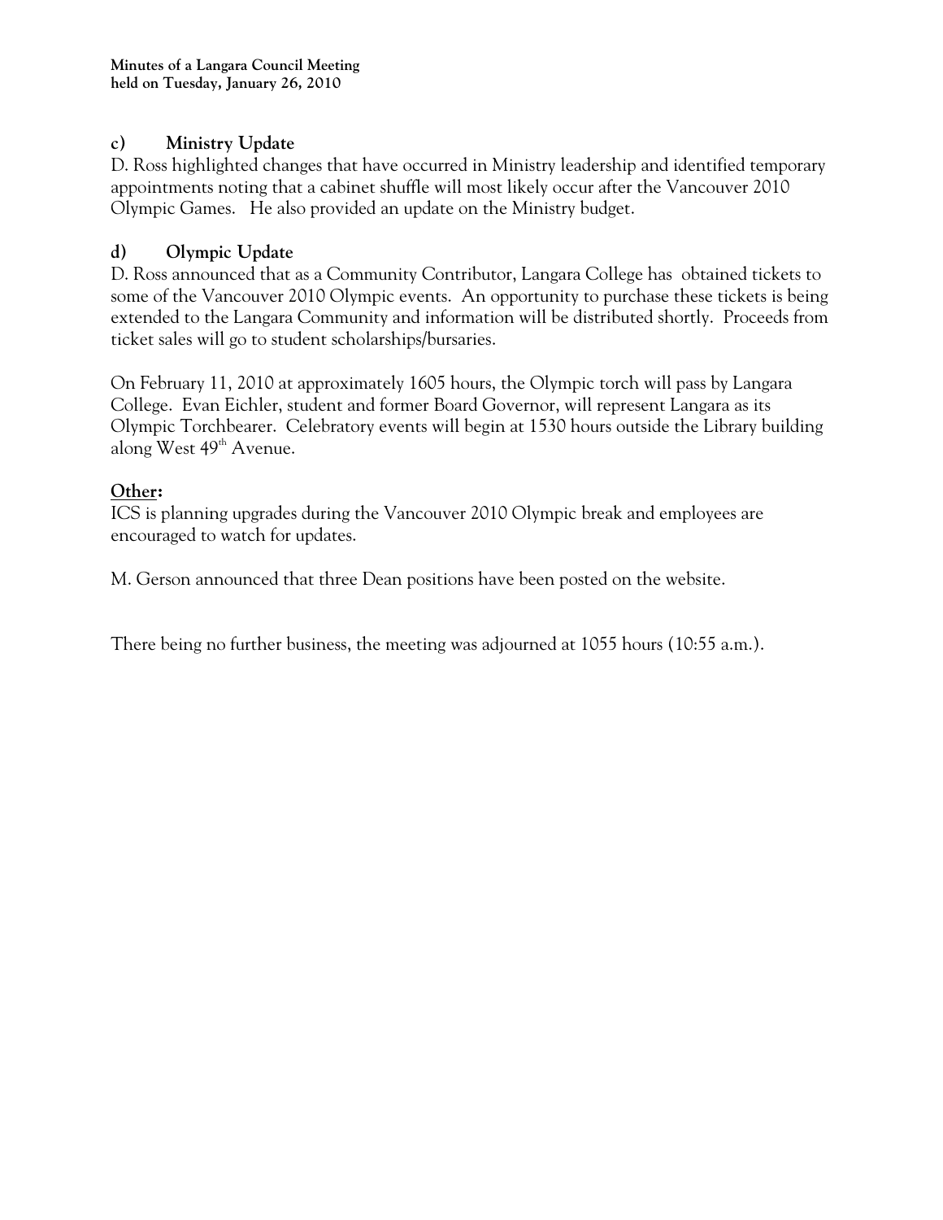### c) Ministry Update

D. Ross highlighted changes that have occurred in Ministry leadership and identified temporary appointments noting that a cabinet shuffle will most likely occur after the Vancouver 2010 Olympic Games. He also provided an update on the Ministry budget.

### d) Olympic Update

D. Ross announced that as a Community Contributor, Langara College has obtained tickets to some of the Vancouver 2010 Olympic events. An opportunity to purchase these tickets is being extended to the Langara Community and information will be distributed shortly. Proceeds from ticket sales will go to student scholarships/bursaries.

On February 11, 2010 at approximately 1605 hours, the Olympic torch will pass by Langara College. Evan Eichler, student and former Board Governor, will represent Langara as its Olympic Torchbearer. Celebratory events will begin at 1530 hours outside the Library building along West 49th Avenue.

**Other:**

ICS is planning upgrades during the Vancouver 2010 Olympic break and employees are encouraged to watch for updates.

M. Gerson announced that three Dean positions have been posted on the website.

There being no further business, the meeting was adjourned at 1055 hours (10:55 a.m.).